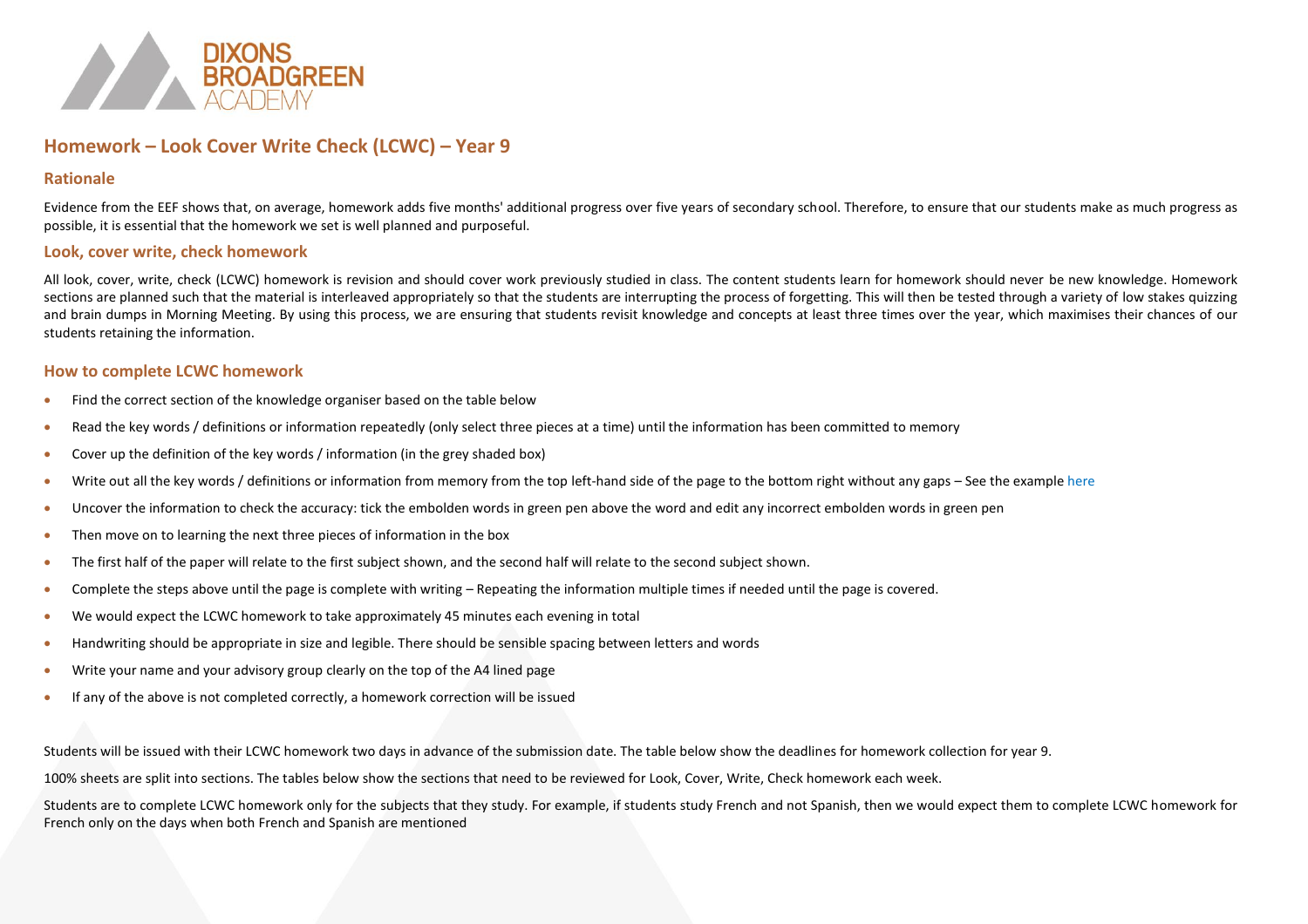DIXONS BROADGREEN ACADEMY

## Homework – Look Cover Write Check (LCWC) – Year 9

### Rationale

Evidence from the EEF shows that, on average, homework adds five months' additional progress over five years of secondary school. Therefore, to ensure that our students make as much progress as possible, it is essential that the homework we set is well planned and purposeful.

### Look, cover write, check homework

All look, cover, write, check (LCWC) homework is revision and should cover work previously studied in class. The content students learn for homework should never be new knowledge. Homework sections are planned such that the material is interleaved appropriately so that the students are interrupting the process of forgetting. This will then be tested through a variety of low stakes quizzing and brain dumps in Morning Meeting. By using this process, we are ensuring that students revisit knowledge and concepts at least three times over the year, which maximises their chances of our students retaining the information.

### How to complete LCWC homework

- Find the correct section of the knowledge organiser based on the table below
- Read the key words / definitions or information repeatedly (only select three pieces at a time) until the information has been committed to memory
- Cover up the definition of the key words / information (in the grey shaded box)
- Write out all the key words / definitions or information from memory from the top left-hand side of the page to the bottom right without any gaps – See the example here
- Uncover the information to check the accuracy: tick the embolden words in green pen above the word and edit any incorrect embolden words in green pen
- Then move on to learning the next three pieces of information in the box
- The first half of the paper will relate to the first subject shown, and the second half will relate to the second subject shown.
- Complete the steps above until the page is complete with writing – Repeating the information multiple times if needed until the page is covered.
- We would expect the LCWC homework to take approximately 45 minutes each evening in total
- Handwriting should be appropriate in size and legible. There should be sensible spacing between letters and words
- Write your name and your advisory group clearly on the top of the A4 lined page
- If any of the above is not completed correctly, a homework correction will be issued

Students will be issued with their LCWC homework two days in advance of the submission date. The table below show the deadlines for homework collection for year 9.

100% sheets are split into sections. The tables below show the sections that need to be reviewed for Look, Cover, Write, Check homework each week.

Students are to complete LCWC homework only for the subjects that they study. For example, if students study French and not Spanish, then we would expect them to complete LCWC homework for French only on the days when both French and Spanish are mentioned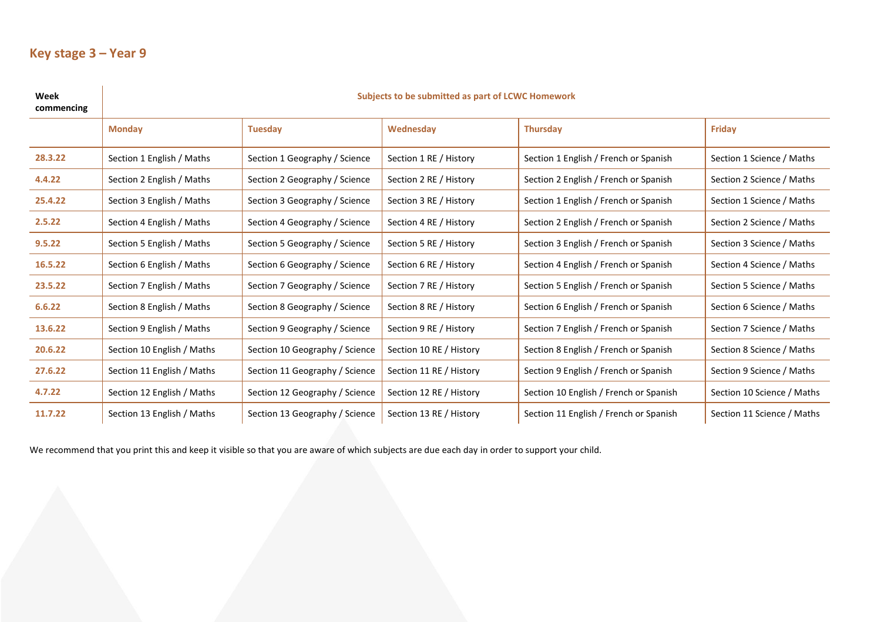## Key stage 3 – Year 9

| **Week commencing** | **Subjects to be submitted as part of LCWC Homework** | | | | |
|---|---|---|---|---|---|
| | **Monday** | **Tuesday** | **Wednesday** | **Thursday** | **Friday** |
| **28.3.22** | Section 1 English / Maths | Section 1 Geography / Science | Section 1 RE / History | Section 1 English / French or Spanish | Section 1 Science / Maths |
| **4.4.22** | Section 2 English / Maths | Section 2 Geography / Science | Section 2 RE / History | Section 2 English / French or Spanish | Section 2 Science / Maths |
| **25.4.22** | Section 3 English / Maths | Section 3 Geography / Science | Section 3 RE / History | Section 1 English / French or Spanish | Section 1 Science / Maths |
| **2.5.22** | Section 4 English / Maths | Section 4 Geography / Science | Section 4 RE / History | Section 2 English / French or Spanish | Section 2 Science / Maths |
| **9.5.22** | Section 5 English / Maths | Section 5 Geography / Science | Section 5 RE / History | Section 3 English / French or Spanish | Section 3 Science / Maths |
| **16.5.22** | Section 6 English / Maths | Section 6 Geography / Science | Section 6 RE / History | Section 4 English / French or Spanish | Section 4 Science / Maths |
| **23.5.22** | Section 7 English / Maths | Section 7 Geography / Science | Section 7 RE / History | Section 5 English / French or Spanish | Section 5 Science / Maths |
| **6.6.22** | Section 8 English / Maths | Section 8 Geography / Science | Section 8 RE / History | Section 6 English / French or Spanish | Section 6 Science / Maths |
| **13.6.22** | Section 9 English / Maths | Section 9 Geography / Science | Section 9 RE / History | Section 7 English / French or Spanish | Section 7 Science / Maths |
| **20.6.22** | Section 10 English / Maths | Section 10 Geography / Science | Section 10 RE / History | Section 8 English / French or Spanish | Section 8 Science / Maths |
| **27.6.22** | Section 11 English / Maths | Section 11 Geography / Science | Section 11 RE / History | Section 9 English / French or Spanish | Section 9 Science / Maths |
| **4.7.22** | Section 12 English / Maths | Section 12 Geography / Science | Section 12 RE / History | Section 10 English / French or Spanish | Section 10 Science / Maths |
| **11.7.22** | Section 13 English / Maths | Section 13 Geography / Science | Section 13 RE / History | Section 11 English / French or Spanish | Section 11 Science / Maths |

We recommend that you print this and keep it visible so that you are aware of which subjects are due each day in order to support your child.